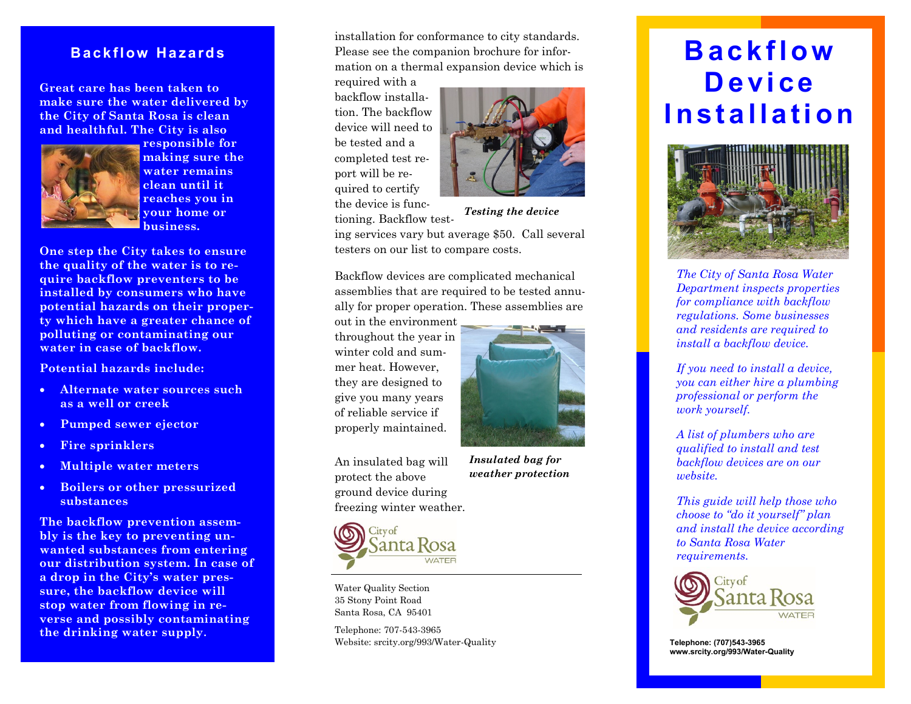## Backflow Hazards

**Great care has been taken to make sure the water delivered by the City of Santa Rosa is clean and healthful. The City is also responsible for making sure the water remains clean until it reaches you in your home or business.**

**One step the City takes to ensure the quality of the water is to require backflow preventers to be installed by consumers who have potential hazards on their property which have a greater chance of polluting or contaminating our water in case of backflow.**

**Potential hazards include:**

- **Alternate water sources such as a well or creek**
- **Pumped sewer ejector**
- **Fire sprinklers**
- **Multiple water meters**
- **Boilers or other pressurized substances**

**The backflow prevention assembly is the key to preventing unwanted substances from entering our distribution system. In case of a drop in the City's water pressure, the backflow device will stop water from flowing in reverse and possibly contaminating the drinking water supply.**

installation for conformance to city standards. Please see the companion brochure for information on a thermal expansion device which is required with a backflow installation. The backflow device will need to be tested and a completed test report will be required to certify the device is functioning. Backflow testing services vary but average $50. Call several testers on our list to compare costs.

***Testing the device***

Backflow devices are complicated mechanical assemblies that are required to be tested annually for proper operation. These assemblies are out in the environment throughout the year in winter cold and summer heat. However, they are designed to give you many years of reliable service if properly maintained.

An insulated bag will protect the above ground device during freezing winter weather.

***Insulated bag for weather protection***

City of Santa Rosa WATER

Water Quality Section
35 Stony Point Road
Santa Rosa, CA 95401

Telephone: 707-543-3965
Website: srcity.org/993/Water-Quality

# Backflow Device Installation

*The City of Santa Rosa Water Department inspects properties for compliance with backflow regulations. Some businesses and residents are required to install a backflow device.*

*If you need to install a device, you can either hire a plumbing professional or perform the work yourself.*

*A list of plumbers who are qualified to install and test backflow devices are on our website.*

*This guide will help those who choose to "do it yourself" plan and install the device according to Santa Rosa Water requirements.*

City of Santa Rosa WATER

**Telephone: (707)543-3965**
**www.srcity.org/993/Water-Quality**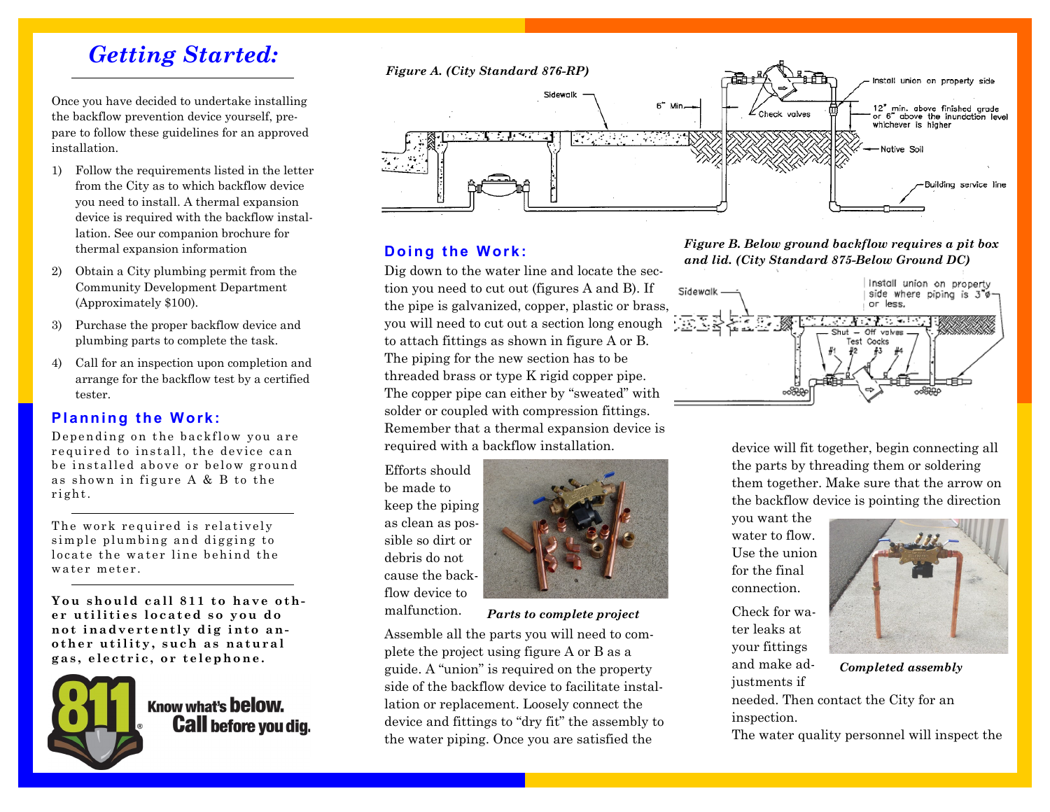# *Getting Started:*

Once you have decided to undertake installing the backflow prevention device yourself, prepare to follow these guidelines for an approved installation.

1) Follow the requirements listed in the letter from the City as to which backflow device you need to install. A thermal expansion device is required with the backflow installation. See our companion brochure for thermal expansion information
2) Obtain a City plumbing permit from the Community Development Department (Approximately $100).
3) Purchase the proper backflow device and plumbing parts to complete the task.
4) Call for an inspection upon completion and arrange for the backflow test by a certified tester.

## Planning the Work:

Depending on the backflow you are required to install, the device can be installed above or below ground as shown in figure A & B to the right.

The work required is relatively simple plumbing and digging to locate the water line behind the water meter.

**You should call 811 to have other utilities located so you do not inadvertently dig into another utility, such as natural gas, electric, or telephone.**

811 Know what's below. Call before you dig.

*Figure A. (City Standard 876-RP)*

Sidewalk
6" Min
Check valves
Install union on property side
12" min. above finished grade or 6" above the inundation level whichever is higher
Native Soil
Building service line

## Doing the Work:

Dig down to the water line and locate the section you need to cut out (figures A and B). If the pipe is galvanized, copper, plastic or brass, you will need to cut out a section long enough to attach fittings as shown in figure A or B. The piping for the new section has to be threaded brass or type K rigid copper pipe. The copper pipe can either by "sweated" with solder or coupled with compression fittings. Remember that a thermal expansion device is required with a backflow installation.

Efforts should be made to keep the piping as clean as possible so dirt or debris do not cause the backflow device to malfunction.

***Parts to complete project***

Assemble all the parts you will need to complete the project using figure A or B as a guide. A "union" is required on the property side of the backflow device to facilitate installation or replacement. Loosely connect the device and fittings to "dry fit" the assembly to the water piping. Once you are satisfied the device will fit together, begin connecting all the parts by threading them or soldering them together. Make sure that the arrow on the backflow device is pointing the direction you want the water to flow. Use the union for the final connection.

Check for water leaks at your fittings and make adjustments if needed. Then contact the City for an inspection.

The water quality personnel will inspect the

***Completed assembly***

***Figure B. Below ground backflow requires a pit box and lid. (City Standard 875-Below Ground DC)***

Sidewalk
Install union on property side where piping is 3"Ø or less.
Shut - Off valves
Test Cocks
#1 #2 #3 #4